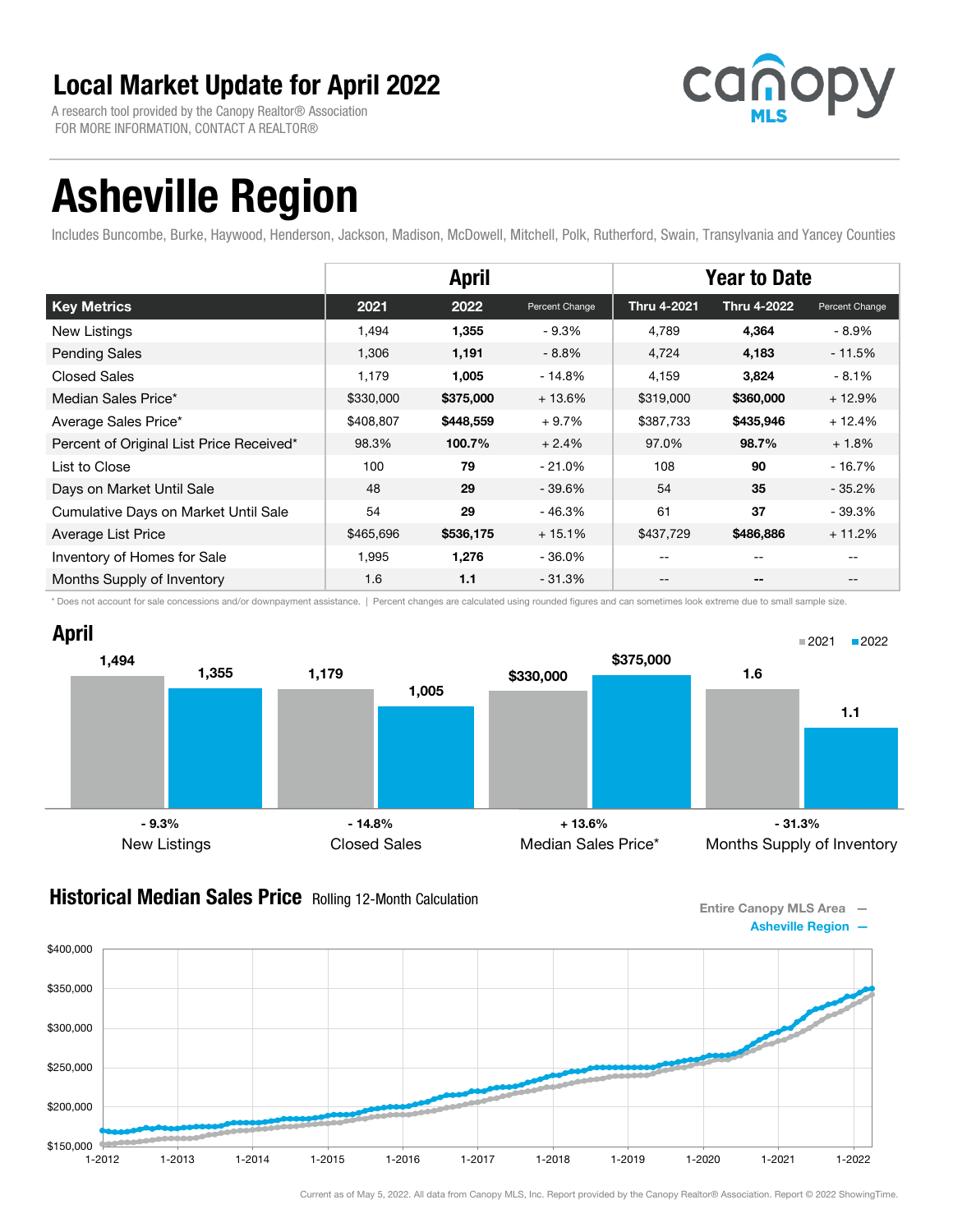# Local Market Update for April 2022

A research tool provided by the Canopy Realtor® Association
FOR MORE INFORMATION, CONTACT A REALTOR®

canopy MLS

# Asheville Region

Includes Buncombe, Burke, Haywood, Henderson, Jackson, Madison, McDowell, Mitchell, Polk, Rutherford, Swain, Transylvania and Yancey Counties

| | April | | | Year to Date | | |
|---|---|---|---|---|---|---|
| **Key Metrics** | **2021** | **2022** | **Percent Change** | **Thru 4-2021** | **Thru 4-2022** | **Percent Change** |
| New Listings | 1,494 | **1,355** | - 9.3% | 4,789 | **4,364** | - 8.9% |
| Pending Sales | 1,306 | **1,191** | - 8.8% | 4,724 | **4,183** | - 11.5% |
| Closed Sales | 1,179 | **1,005** | - 14.8% | 4,159 | **3,824** | - 8.1% |
| Median Sales Price* | $330,000 | **$375,000** | + 13.6% | $319,000 | **$360,000** | + 12.9% |
| Average Sales Price* | $408,807 | **$448,559** | + 9.7% | $387,733 | **$435,946** | + 12.4% |
| Percent of Original List Price Received* | 98.3% | **100.7%** | + 2.4% | 97.0% | **98.7%** | + 1.8% |
| List to Close | 100 | **79** | - 21.0% | 108 | **90** | - 16.7% |
| Days on Market Until Sale | 48 | **29** | - 39.6% | 54 | **35** | - 35.2% |
| Cumulative Days on Market Until Sale | 54 | **29** | - 46.3% | 61 | **37** | - 39.3% |
| Average List Price | $465,696 | **$536,175** | + 15.1% | $437,729 | **$486,886** | + 11.2% |
| Inventory of Homes for Sale | 1,995 | **1,276** | - 36.0% | -- | -- | -- |
| Months Supply of Inventory | 1.6 | **1.1** | - 31.3% | -- | **--** | -- |

\* Does not account for sale concessions and/or downpayment assistance. | Percent changes are calculated using rounded figures and can sometimes look extreme due to small sample size.

## April

| | 2021 | 2022 | Change |
|---|---|---|---|
| New Listings | 1,494 | 1,355 | - 9.3% |
| Closed Sales | 1,179 | 1,005 | - 14.8% |
| Median Sales Price* | $330,000 | $375,000 | + 13.6% |
| Months Supply of Inventory | 1.6 | 1.1 | - 31.3% |

## Historical Median Sales Price Rolling 12-Month Calculation

Entire Canopy MLS Area —
Asheville Region —

Current as of May 5, 2022. All data from Canopy MLS, Inc. Report provided by the Canopy Realtor® Association. Report © 2022 ShowingTime.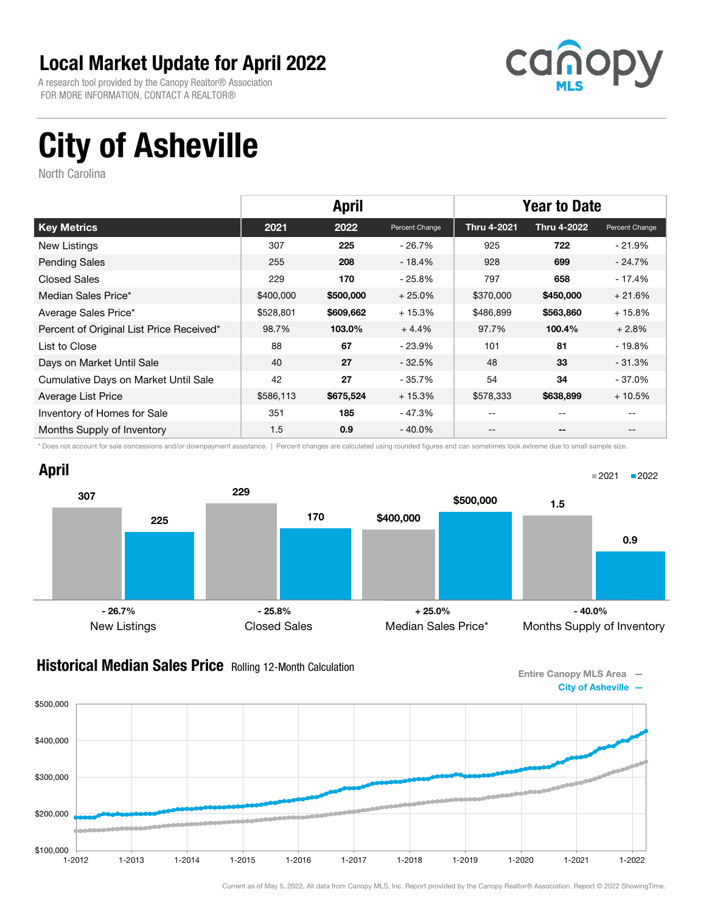# Local Market Update for April 2022

A research tool provided by the Canopy Realtor® Association
FOR MORE INFORMATION, CONTACT A REALTOR®

# City of Asheville

North Carolina

| | April | | | Year to Date | | |
|---|---|---|---|---|---|---|
| **Key Metrics** | **2021** | **2022** | **Percent Change** | **Thru 4-2021** | **Thru 4-2022** | **Percent Change** |
| New Listings | 307 | **225** | - 26.7% | 925 | **722** | - 21.9% |
| Pending Sales | 255 | **208** | - 18.4% | 928 | **699** | - 24.7% |
| Closed Sales | 229 | **170** | - 25.8% | 797 | **658** | - 17.4% |
| Median Sales Price* | $400,000 | **$500,000** | + 25.0% | $370,000 | **$450,000** | + 21.6% |
| Average Sales Price* | $528,801 | **$609,662** | + 15.3% | $486,899 | **$563,860** | + 15.8% |
| Percent of Original List Price Received* | 98.7% | **103.0%** | + 4.4% | 97.7% | **100.4%** | + 2.8% |
| List to Close | 88 | **67** | - 23.9% | 101 | **81** | - 19.8% |
| Days on Market Until Sale | 40 | **27** | - 32.5% | 48 | **33** | - 31.3% |
| Cumulative Days on Market Until Sale | 42 | **27** | - 35.7% | 54 | **34** | - 37.0% |
| Average List Price | $586,113 | **$675,524** | + 15.3% | $578,333 | **$638,899** | + 10.5% |
| Inventory of Homes for Sale | 351 | **185** | - 47.3% | -- | -- | -- |
| Months Supply of Inventory | 1.5 | **0.9** | - 40.0% | -- | -- | -- |

\* Does not account for sale concessions and/or downpayment assistance. | Percent changes are calculated using rounded figures and can sometimes look extreme due to small sample size.

## April

| | 2021 | 2022 | Change |
|---|---|---|---|
| New Listings | 307 | 225 | - 26.7% |
| Closed Sales | 229 | 170 | - 25.8% |
| Median Sales Price* | $400,000 | $500,000 | + 25.0% |
| Months Supply of Inventory | 1.5 | 0.9 | - 40.0% |

## Historical Median Sales Price Rolling 12-Month Calculation

Entire Canopy MLS Area —
City of Asheville —

Current as of May 5, 2022. All data from Canopy MLS, Inc. Report provided by the Canopy Realtor® Association. Report © 2022 ShowingTime.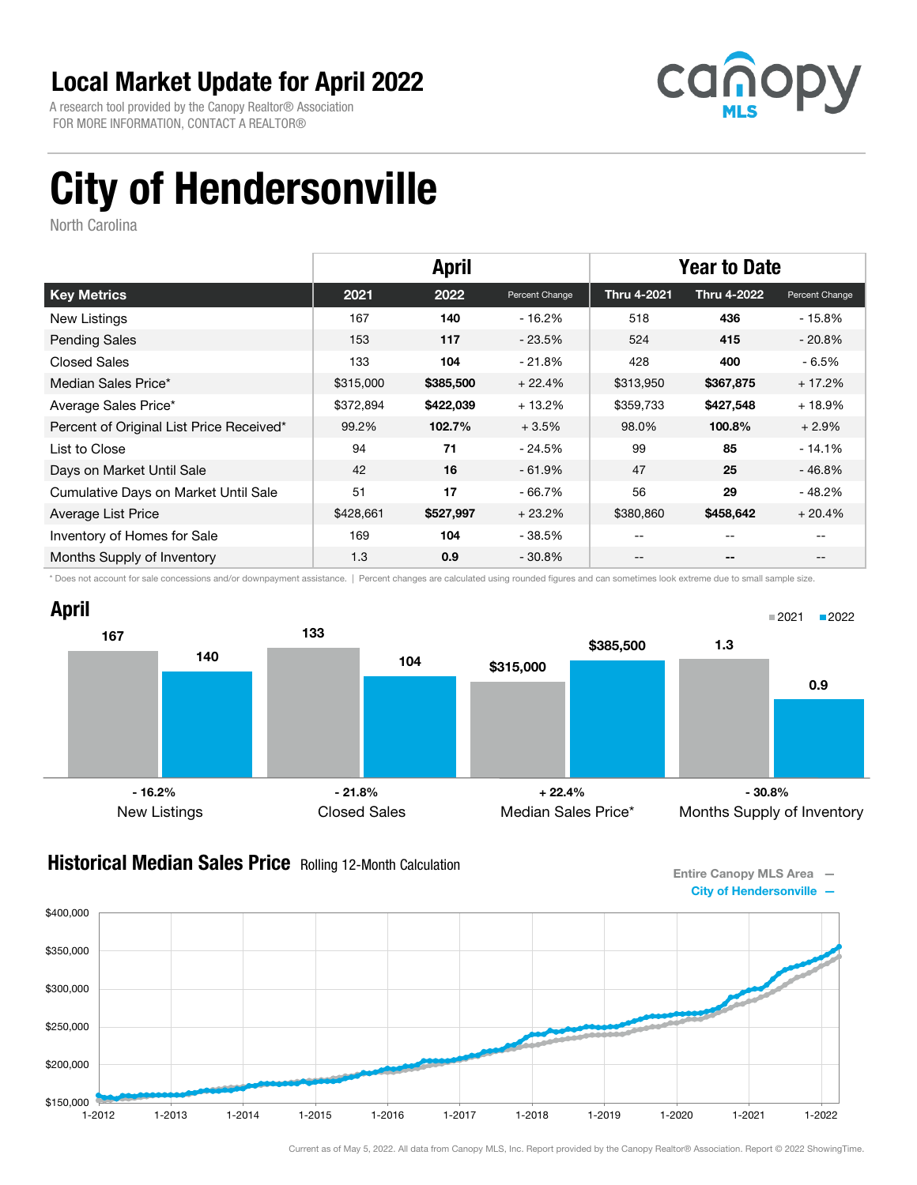# Local Market Update for April 2022

A research tool provided by the Canopy Realtor® Association
FOR MORE INFORMATION, CONTACT A REALTOR®

# City of Hendersonville

North Carolina

| | April | | | Year to Date | | |
|---|---|---|---|---|---|---|
| **Key Metrics** | **2021** | **2022** | **Percent Change** | **Thru 4-2021** | **Thru 4-2022** | **Percent Change** |
| New Listings | 167 | **140** | - 16.2% | 518 | **436** | - 15.8% |
| Pending Sales | 153 | **117** | - 23.5% | 524 | **415** | - 20.8% |
| Closed Sales | 133 | **104** | - 21.8% | 428 | **400** | - 6.5% |
| Median Sales Price* | $315,000 | **$385,500** | + 22.4% | $313,950 | **$367,875** | + 17.2% |
| Average Sales Price* | $372,894 | **$422,039** | + 13.2% | $359,733 | **$427,548** | + 18.9% |
| Percent of Original List Price Received* | 99.2% | **102.7%** | + 3.5% | 98.0% | **100.8%** | + 2.9% |
| List to Close | 94 | **71** | - 24.5% | 99 | **85** | - 14.1% |
| Days on Market Until Sale | 42 | **16** | - 61.9% | 47 | **25** | - 46.8% |
| Cumulative Days on Market Until Sale | 51 | **17** | - 66.7% | 56 | **29** | - 48.2% |
| Average List Price | $428,661 | **$527,997** | + 23.2% | $380,860 | **$458,642** | + 20.4% |
| Inventory of Homes for Sale | 169 | **104** | - 38.5% | -- | -- | -- |
| Months Supply of Inventory | 1.3 | **0.9** | - 30.8% | -- | -- | -- |

\* Does not account for sale concessions and/or downpayment assistance. | Percent changes are calculated using rounded figures and can sometimes look extreme due to small sample size.

## April

| | 2021 | 2022 | Change |
|---|---|---|---|
| New Listings | 167 | 140 | - 16.2% |
| Closed Sales | 133 | 104 | - 21.8% |
| Median Sales Price* | $315,000 | $385,500 | + 22.4% |
| Months Supply of Inventory | 1.3 | 0.9 | - 30.8% |

## Historical Median Sales Price Rolling 12-Month Calculation

Entire Canopy MLS Area —
City of Hendersonville —

Current as of May 5, 2022. All data from Canopy MLS, Inc. Report provided by the Canopy Realtor® Association. Report © 2022 ShowingTime.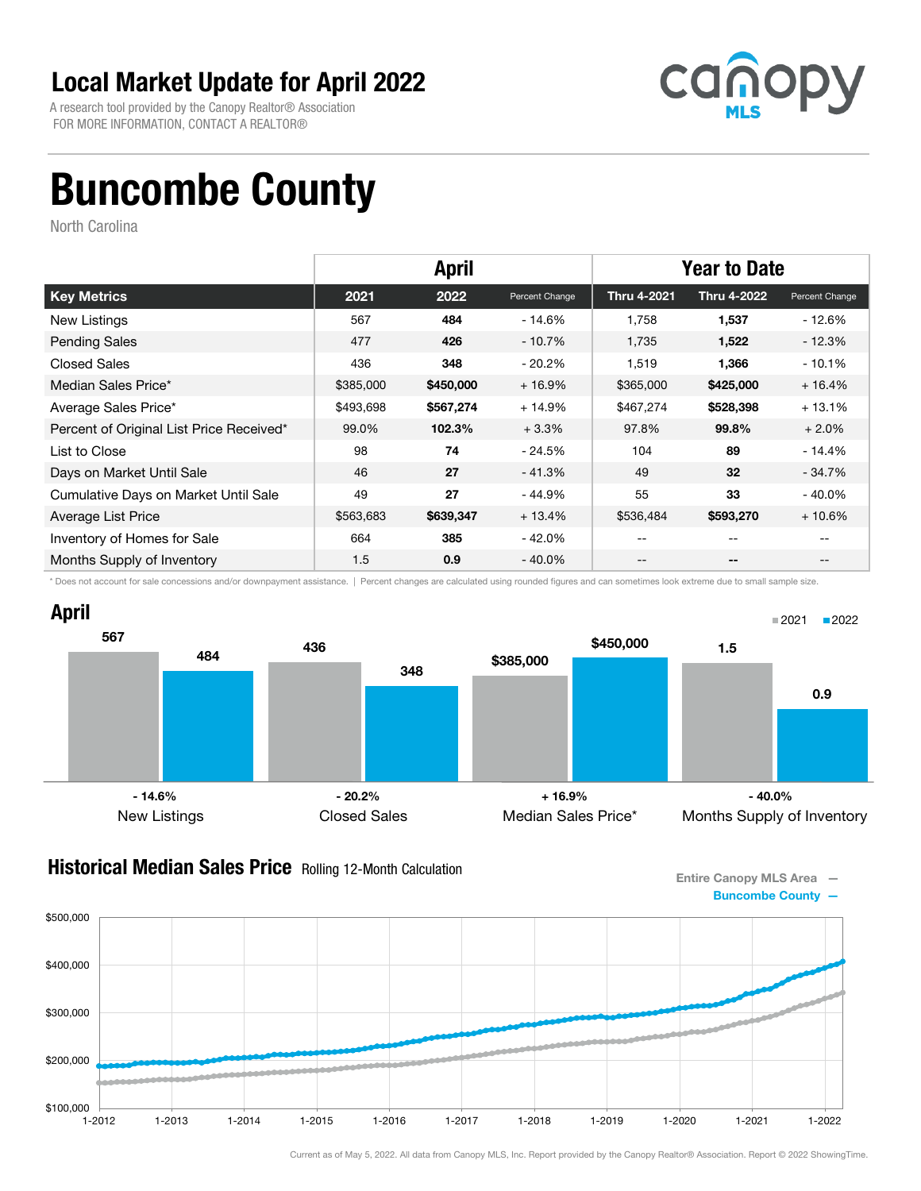# Local Market Update for April 2022

A research tool provided by the Canopy Realtor® Association
FOR MORE INFORMATION, CONTACT A REALTOR®

canopy MLS

# Buncombe County

North Carolina

| | April | | | Year to Date | | |
|---|---|---|---|---|---|---|
| **Key Metrics** | **2021** | **2022** | **Percent Change** | **Thru 4-2021** | **Thru 4-2022** | **Percent Change** |
| New Listings | 567 | **484** | - 14.6% | 1,758 | **1,537** | - 12.6% |
| Pending Sales | 477 | **426** | - 10.7% | 1,735 | **1,522** | - 12.3% |
| Closed Sales | 436 | **348** | - 20.2% | 1,519 | **1,366** | - 10.1% |
| Median Sales Price* | $385,000 | **$450,000** | + 16.9% | $365,000 | **$425,000** | + 16.4% |
| Average Sales Price* | $493,698 | **$567,274** | + 14.9% | $467,274 | **$528,398** | + 13.1% |
| Percent of Original List Price Received* | 99.0% | **102.3%** | + 3.3% | 97.8% | **99.8%** | + 2.0% |
| List to Close | 98 | **74** | - 24.5% | 104 | **89** | - 14.4% |
| Days on Market Until Sale | 46 | **27** | - 41.3% | 49 | **32** | - 34.7% |
| Cumulative Days on Market Until Sale | 49 | **27** | - 44.9% | 55 | **33** | - 40.0% |
| Average List Price | $563,683 | **$639,347** | + 13.4% | $536,484 | **$593,270** | + 10.6% |
| Inventory of Homes for Sale | 664 | **385** | - 42.0% | -- | -- | -- |
| Months Supply of Inventory | 1.5 | **0.9** | - 40.0% | -- | -- | -- |

\* Does not account for sale concessions and/or downpayment assistance. | Percent changes are calculated using rounded figures and can sometimes look extreme due to small sample size.

## April

| | 2021 | 2022 | Change |
|---|---|---|---|
| New Listings | 567 | 484 | - 14.6% |
| Closed Sales | 436 | 348 | - 20.2% |
| Median Sales Price* | $385,000 | $450,000 | + 16.9% |
| Months Supply of Inventory | 1.5 | 0.9 | - 40.0% |

## Historical Median Sales Price Rolling 12-Month Calculation

Entire Canopy MLS Area —
Buncombe County —

Current as of May 5, 2022. All data from Canopy MLS, Inc. Report provided by the Canopy Realtor® Association. Report © 2022 ShowingTime.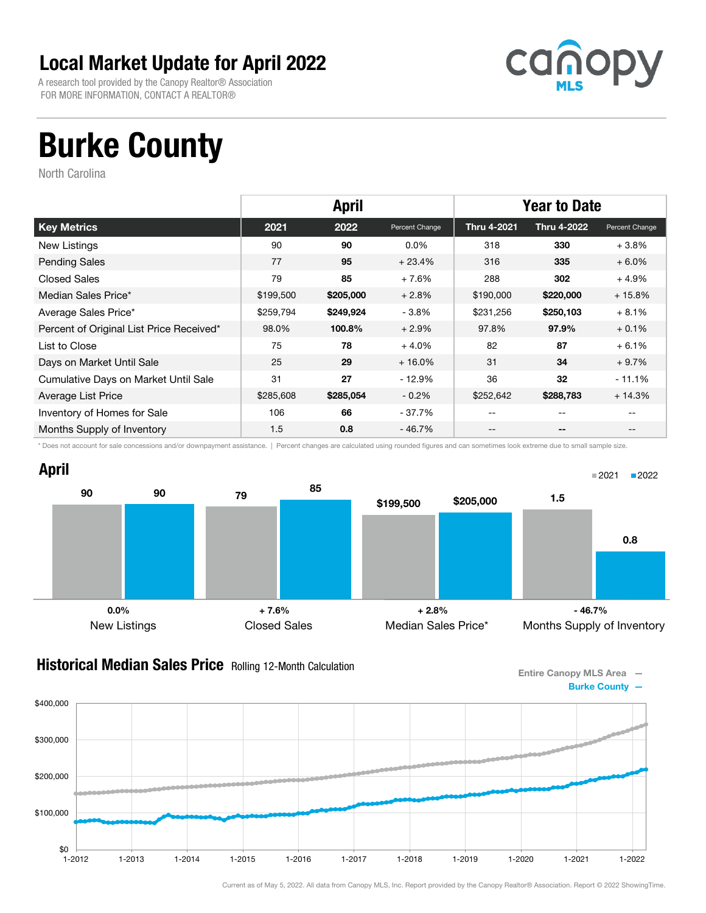# Local Market Update for April 2022

A research tool provided by the Canopy Realtor® Association
FOR MORE INFORMATION, CONTACT A REALTOR®

# Burke County

North Carolina

| Key Metrics | April | | | Year to Date | | |
|---|---|---|---|---|---|---|
| | 2021 | 2022 | Percent Change | Thru 4-2021 | Thru 4-2022 | Percent Change |
| New Listings | 90 | **90** | 0.0% | 318 | **330** | + 3.8% |
| Pending Sales | 77 | **95** | + 23.4% | 316 | **335** | + 6.0% |
| Closed Sales | 79 | **85** | + 7.6% | 288 | **302** | + 4.9% |
| Median Sales Price* | $199,500 | **$205,000** | + 2.8% | $190,000 | **$220,000** | + 15.8% |
| Average Sales Price* | $259,794 | **$249,924** | - 3.8% | $231,256 | **$250,103** | + 8.1% |
| Percent of Original List Price Received* | 98.0% | **100.8%** | + 2.9% | 97.8% | **97.9%** | + 0.1% |
| List to Close | 75 | **78** | + 4.0% | 82 | **87** | + 6.1% |
| Days on Market Until Sale | 25 | **29** | + 16.0% | 31 | **34** | + 9.7% |
| Cumulative Days on Market Until Sale | 31 | **27** | - 12.9% | 36 | **32** | - 11.1% |
| Average List Price | $285,608 | **$285,054** | - 0.2% | $252,642 | **$288,783** | + 14.3% |
| Inventory of Homes for Sale | 106 | **66** | - 37.7% | -- | -- | -- |
| Months Supply of Inventory | 1.5 | **0.8** | - 46.7% | -- | -- | -- |

\* Does not account for sale concessions and/or downpayment assistance. | Percent changes are calculated using rounded figures and can sometimes look extreme due to small sample size.

## April

| | 2021 | 2022 | Change |
|---|---|---|---|
| New Listings | 90 | 90 | 0.0% |
| Closed Sales | 79 | 85 | + 7.6% |
| Median Sales Price* | $199,500 | $205,000 | + 2.8% |
| Months Supply of Inventory | 1.5 | 0.8 | - 46.7% |

## Historical Median Sales Price Rolling 12-Month Calculation

Entire Canopy MLS Area —
Burke County —

Current as of May 5, 2022. All data from Canopy MLS, Inc. Report provided by the Canopy Realtor® Association. Report © 2022 ShowingTime.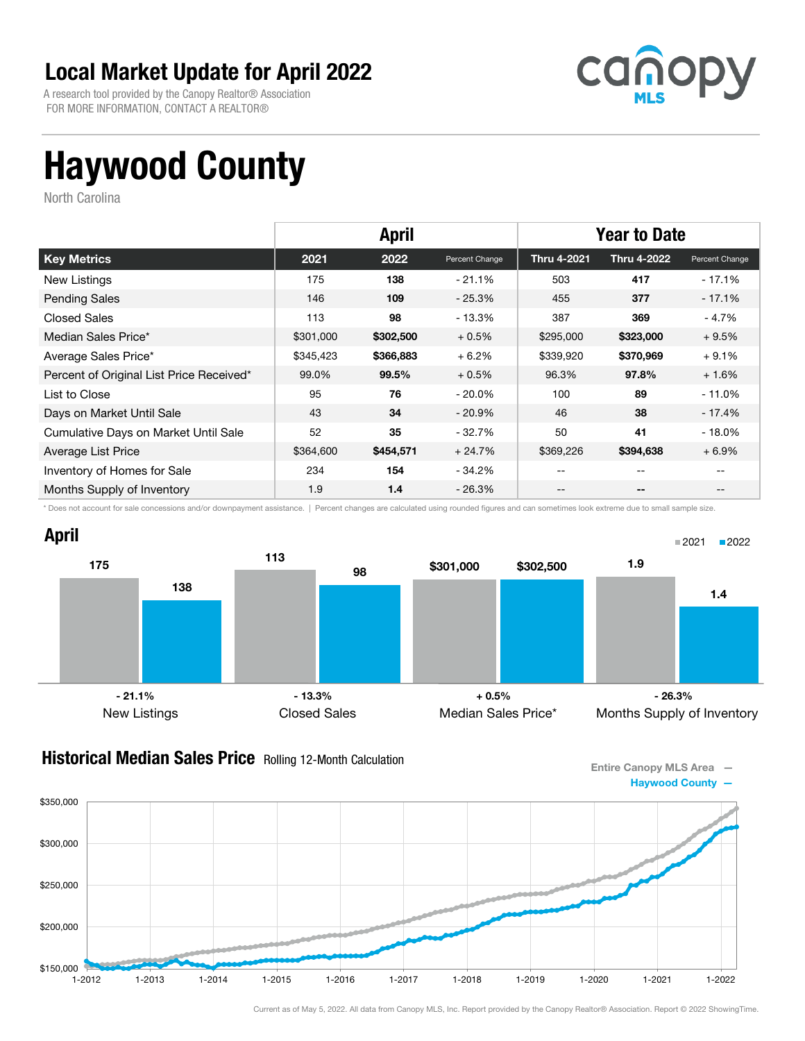# Local Market Update for April 2022

A research tool provided by the Canopy Realtor® Association
FOR MORE INFORMATION, CONTACT A REALTOR®

# Haywood County

North Carolina

| Key Metrics | April 2021 | April 2022 | Percent Change | Year to Date Thru 4-2021 | Year to Date Thru 4-2022 | Percent Change |
|---|---|---|---|---|---|---|
| New Listings | 175 | **138** | - 21.1% | 503 | **417** | - 17.1% |
| Pending Sales | 146 | **109** | - 25.3% | 455 | **377** | - 17.1% |
| Closed Sales | 113 | **98** | - 13.3% | 387 | **369** | - 4.7% |
| Median Sales Price* | $301,000 | **$302,500** | + 0.5% | $295,000 | **$323,000** | + 9.5% |
| Average Sales Price* | $345,423 | **$366,883** | + 6.2% | $339,920 | **$370,969** | + 9.1% |
| Percent of Original List Price Received* | 99.0% | **99.5%** | + 0.5% | 96.3% | **97.8%** | + 1.6% |
| List to Close | 95 | **76** | - 20.0% | 100 | **89** | - 11.0% |
| Days on Market Until Sale | 43 | **34** | - 20.9% | 46 | **38** | - 17.4% |
| Cumulative Days on Market Until Sale | 52 | **35** | - 32.7% | 50 | **41** | - 18.0% |
| Average List Price | $364,600 | **$454,571** | + 24.7% | $369,226 | **$394,638** | + 6.9% |
| Inventory of Homes for Sale | 234 | **154** | - 34.2% | -- | -- | -- |
| Months Supply of Inventory | 1.9 | **1.4** | - 26.3% | -- | -- | -- |

\* Does not account for sale concessions and/or downpayment assistance. | Percent changes are calculated using rounded figures and can sometimes look extreme due to small sample size.

## April

| | 2021 | 2022 | Change |
|---|---|---|---|
| New Listings | 175 | 138 | - 21.1% |
| Closed Sales | 113 | 98 | - 13.3% |
| Median Sales Price* | $301,000 | $302,500 | + 0.5% |
| Months Supply of Inventory | 1.9 | 1.4 | - 26.3% |

## Historical Median Sales Price Rolling 12-Month Calculation

Entire Canopy MLS Area —
Haywood County —

Current as of May 5, 2022. All data from Canopy MLS, Inc. Report provided by the Canopy Realtor® Association. Report © 2022 ShowingTime.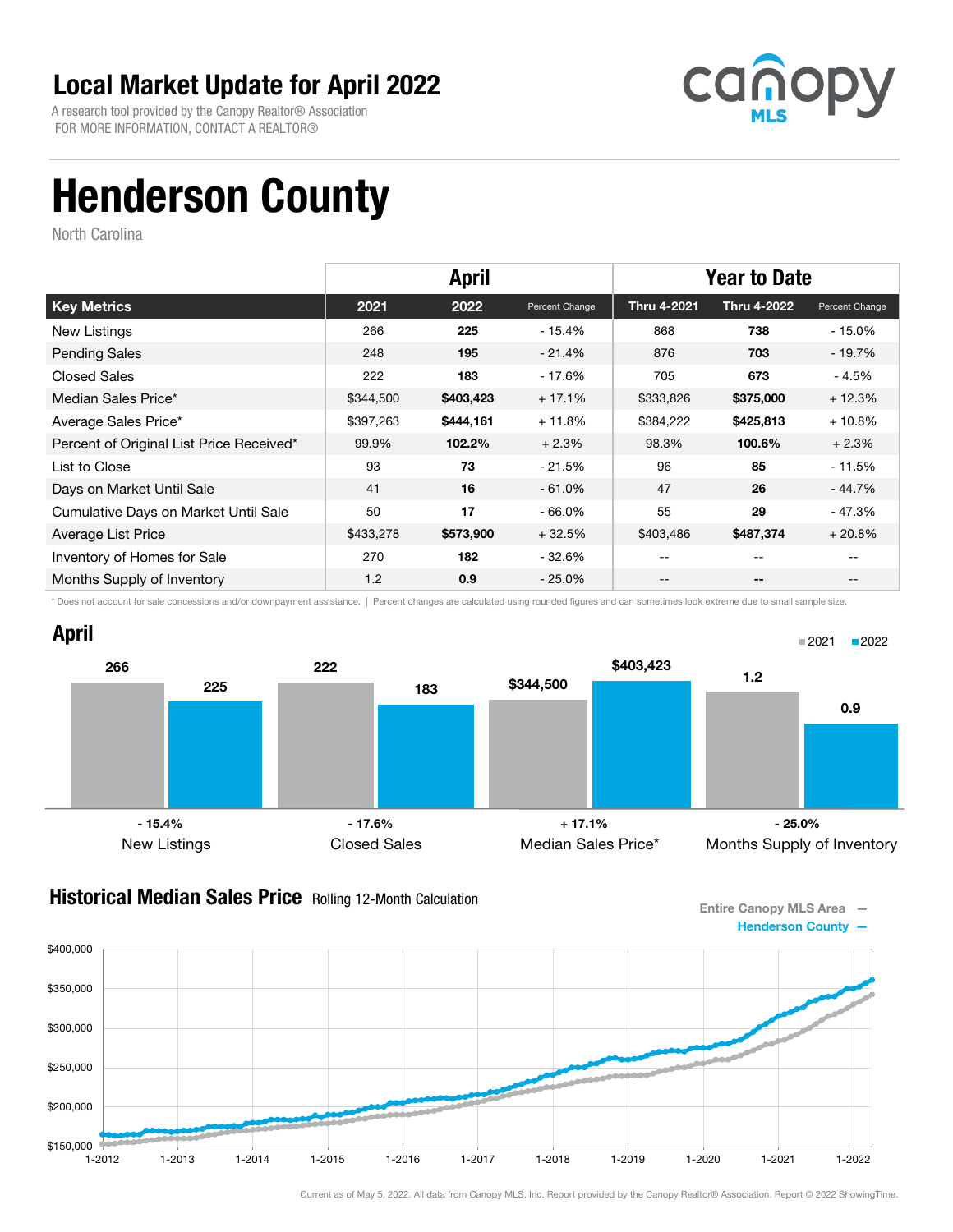# Local Market Update for April 2022

A research tool provided by the Canopy Realtor® Association
FOR MORE INFORMATION, CONTACT A REALTOR®

# Henderson County

North Carolina

| | April | | | Year to Date | | |
|---|---|---|---|---|---|---|
| **Key Metrics** | **2021** | **2022** | **Percent Change** | **Thru 4-2021** | **Thru 4-2022** | **Percent Change** |
| New Listings | 266 | **225** | - 15.4% | 868 | **738** | - 15.0% |
| Pending Sales | 248 | **195** | - 21.4% | 876 | **703** | - 19.7% |
| Closed Sales | 222 | **183** | - 17.6% | 705 | **673** | - 4.5% |
| Median Sales Price* | $344,500 | **$403,423** | + 17.1% | $333,826 | **$375,000** | + 12.3% |
| Average Sales Price* | $397,263 | **$444,161** | + 11.8% | $384,222 | **$425,813** | + 10.8% |
| Percent of Original List Price Received* | 99.9% | **102.2%** | + 2.3% | 98.3% | **100.6%** | + 2.3% |
| List to Close | 93 | **73** | - 21.5% | 96 | **85** | - 11.5% |
| Days on Market Until Sale | 41 | **16** | - 61.0% | 47 | **26** | - 44.7% |
| Cumulative Days on Market Until Sale | 50 | **17** | - 66.0% | 55 | **29** | - 47.3% |
| Average List Price | $433,278 | **$573,900** | + 32.5% | $403,486 | **$487,374** | + 20.8% |
| Inventory of Homes for Sale | 270 | **182** | - 32.6% | -- | -- | -- |
| Months Supply of Inventory | 1.2 | **0.9** | - 25.0% | -- | -- | -- |

\* Does not account for sale concessions and/or downpayment assistance. | Percent changes are calculated using rounded figures and can sometimes look extreme due to small sample size.

## April

| | 2021 | 2022 | Change |
|---|---|---|---|
| New Listings | 266 | 225 | - 15.4% |
| Closed Sales | 222 | 183 | - 17.6% |
| Median Sales Price* | $344,500 | $403,423 | + 17.1% |
| Months Supply of Inventory | 1.2 | 0.9 | - 25.0% |

## Historical Median Sales Price Rolling 12-Month Calculation

Entire Canopy MLS Area —
Henderson County —

Current as of May 5, 2022. All data from Canopy MLS, Inc. Report provided by the Canopy Realtor® Association. Report © 2022 ShowingTime.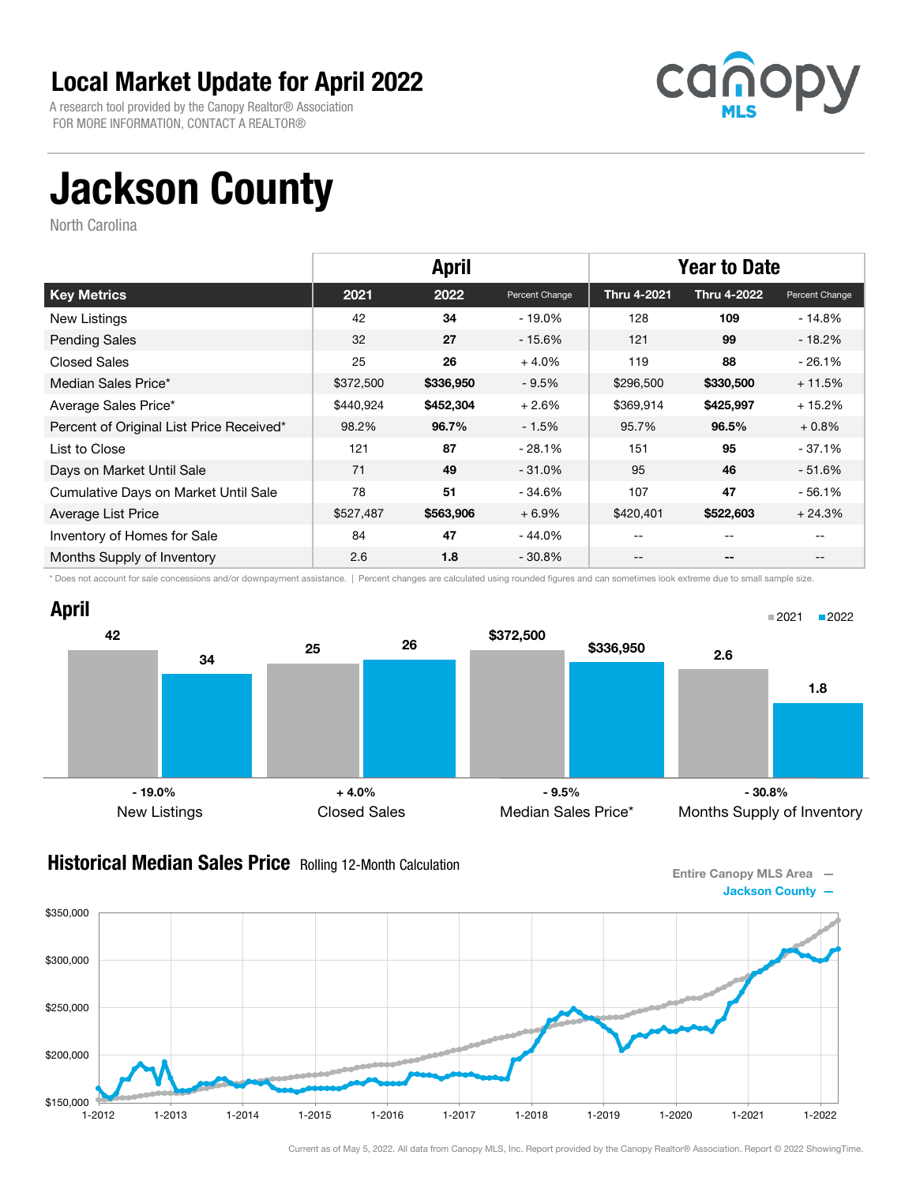# Local Market Update for April 2022

A research tool provided by the Canopy Realtor® Association
FOR MORE INFORMATION, CONTACT A REALTOR®

# Jackson County

North Carolina

| | April | | | Year to Date | | |
|---|---|---|---|---|---|---|
| **Key Metrics** | **2021** | **2022** | **Percent Change** | **Thru 4-2021** | **Thru 4-2022** | **Percent Change** |
| New Listings | 42 | **34** | - 19.0% | 128 | **109** | - 14.8% |
| Pending Sales | 32 | **27** | - 15.6% | 121 | **99** | - 18.2% |
| Closed Sales | 25 | **26** | + 4.0% | 119 | **88** | - 26.1% |
| Median Sales Price* | $372,500 | **$336,950** | - 9.5% | $296,500 | **$330,500** | + 11.5% |
| Average Sales Price* | $440,924 | **$452,304** | + 2.6% | $369,914 | **$425,997** | + 15.2% |
| Percent of Original List Price Received* | 98.2% | **96.7%** | - 1.5% | 95.7% | **96.5%** | + 0.8% |
| List to Close | 121 | **87** | - 28.1% | 151 | **95** | - 37.1% |
| Days on Market Until Sale | 71 | **49** | - 31.0% | 95 | **46** | - 51.6% |
| Cumulative Days on Market Until Sale | 78 | **51** | - 34.6% | 107 | **47** | - 56.1% |
| Average List Price | $527,487 | **$563,906** | + 6.9% | $420,401 | **$522,603** | + 24.3% |
| Inventory of Homes for Sale | 84 | **47** | - 44.0% | -- | -- | -- |
| Months Supply of Inventory | 2.6 | **1.8** | - 30.8% | -- | -- | -- |

\* Does not account for sale concessions and/or downpayment assistance. | Percent changes are calculated using rounded figures and can sometimes look extreme due to small sample size.

## April

| | 2021 | 2022 | Change |
|---|---|---|---|
| New Listings | 42 | 34 | - 19.0% |
| Closed Sales | 25 | 26 | + 4.0% |
| Median Sales Price* | $372,500 | $336,950 | - 9.5% |
| Months Supply of Inventory | 2.6 | 1.8 | - 30.8% |

## Historical Median Sales Price Rolling 12-Month Calculation

Entire Canopy MLS Area —
Jackson County —

Current as of May 5, 2022. All data from Canopy MLS, Inc. Report provided by the Canopy Realtor® Association. Report © 2022 ShowingTime.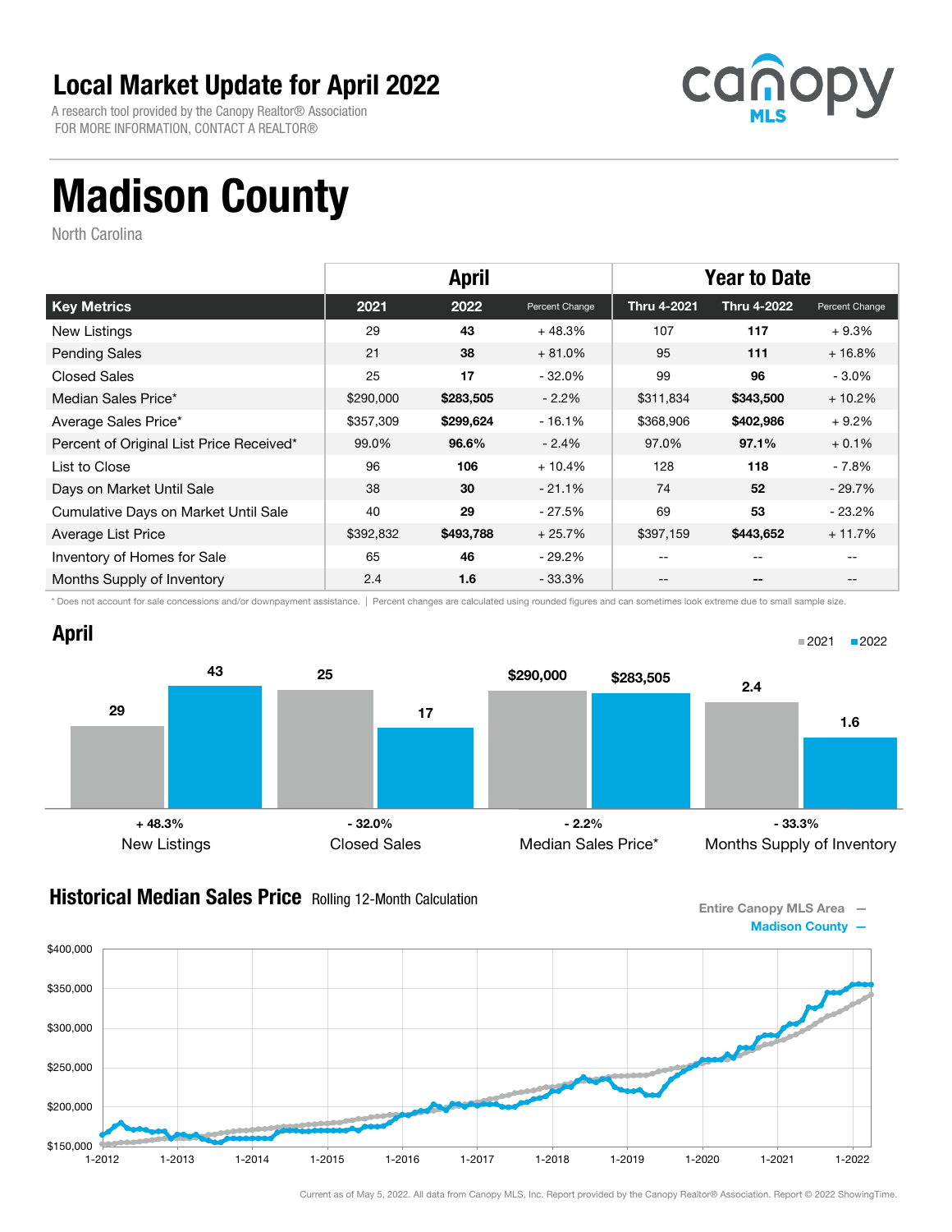# Local Market Update for April 2022

A research tool provided by the Canopy Realtor® Association
FOR MORE INFORMATION, CONTACT A REALTOR®

# Madison County

North Carolina

| | April | | | Year to Date | | |
|---|---|---|---|---|---|---|
| **Key Metrics** | **2021** | **2022** | **Percent Change** | **Thru 4-2021** | **Thru 4-2022** | **Percent Change** |
| New Listings | 29 | **43** | + 48.3% | 107 | **117** | + 9.3% |
| Pending Sales | 21 | **38** | + 81.0% | 95 | **111** | + 16.8% |
| Closed Sales | 25 | **17** | - 32.0% | 99 | **96** | - 3.0% |
| Median Sales Price* | $290,000 | **$283,505** | - 2.2% | $311,834 | **$343,500** | + 10.2% |
| Average Sales Price* | $357,309 | **$299,624** | - 16.1% | $368,906 | **$402,986** | + 9.2% |
| Percent of Original List Price Received* | 99.0% | **96.6%** | - 2.4% | 97.0% | **97.1%** | + 0.1% |
| List to Close | 96 | **106** | + 10.4% | 128 | **118** | - 7.8% |
| Days on Market Until Sale | 38 | **30** | - 21.1% | 74 | **52** | - 29.7% |
| Cumulative Days on Market Until Sale | 40 | **29** | - 27.5% | 69 | **53** | - 23.2% |
| Average List Price | $392,832 | **$493,788** | + 25.7% | $397,159 | **$443,652** | + 11.7% |
| Inventory of Homes for Sale | 65 | **46** | - 29.2% | -- | -- | -- |
| Months Supply of Inventory | 2.4 | **1.6** | - 33.3% | -- | -- | -- |

\* Does not account for sale concessions and/or downpayment assistance. | Percent changes are calculated using rounded figures and can sometimes look extreme due to small sample size.

## April

| | 2021 | 2022 | Change |
|---|---|---|---|
| New Listings | 29 | 43 | + 48.3% |
| Closed Sales | 25 | 17 | - 32.0% |
| Median Sales Price* | $290,000 | $283,505 | - 2.2% |
| Months Supply of Inventory | 2.4 | 1.6 | - 33.3% |

## Historical Median Sales Price

Rolling 12-Month Calculation

Entire Canopy MLS Area —
Madison County —

Current as of May 5, 2022. All data from Canopy MLS, Inc. Report provided by the Canopy Realtor® Association. Report © 2022 ShowingTime.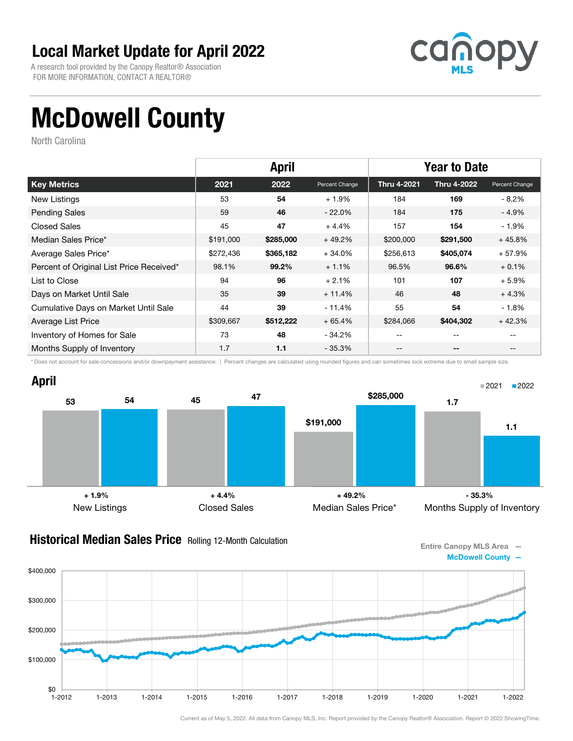# Local Market Update for April 2022

A research tool provided by the Canopy Realtor® Association
FOR MORE INFORMATION, CONTACT A REALTOR®

# McDowell County

North Carolina

| | April | | | Year to Date | | |
|---|---|---|---|---|---|---|
| **Key Metrics** | **2021** | **2022** | **Percent Change** | **Thru 4-2021** | **Thru 4-2022** | **Percent Change** |
| New Listings | 53 | **54** | + 1.9% | 184 | **169** | - 8.2% |
| Pending Sales | 59 | **46** | - 22.0% | 184 | **175** | - 4.9% |
| Closed Sales | 45 | **47** | + 4.4% | 157 | **154** | - 1.9% |
| Median Sales Price* | $191,000 | **$285,000** | + 49.2% | $200,000 | **$291,500** | + 45.8% |
| Average Sales Price* | $272,436 | **$365,182** | + 34.0% | $256,613 | **$405,074** | + 57.9% |
| Percent of Original List Price Received* | 98.1% | **99.2%** | + 1.1% | 96.5% | **96.6%** | + 0.1% |
| List to Close | 94 | **96** | + 2.1% | 101 | **107** | + 5.9% |
| Days on Market Until Sale | 35 | **39** | + 11.4% | 46 | **48** | + 4.3% |
| Cumulative Days on Market Until Sale | 44 | **39** | - 11.4% | 55 | **54** | - 1.8% |
| Average List Price | $309,667 | **$512,222** | + 65.4% | $284,066 | **$404,302** | + 42.3% |
| Inventory of Homes for Sale | 73 | **48** | - 34.2% | -- | -- | -- |
| Months Supply of Inventory | 1.7 | **1.1** | - 35.3% | -- | -- | -- |

\* Does not account for sale concessions and/or downpayment assistance. | Percent changes are calculated using rounded figures and can sometimes look extreme due to small sample size.

## April

| | 2021 | 2022 | Change |
|---|---|---|---|
| New Listings | 53 | 54 | + 1.9% |
| Closed Sales | 45 | 47 | + 4.4% |
| Median Sales Price* | $191,000 | $285,000 | + 49.2% |
| Months Supply of Inventory | 1.7 | 1.1 | - 35.3% |

## Historical Median Sales Price Rolling 12-Month Calculation

Entire Canopy MLS Area —
McDowell County —

Current as of May 5, 2022. All data from Canopy MLS, Inc. Report provided by the Canopy Realtor® Association. Report © 2022 ShowingTime.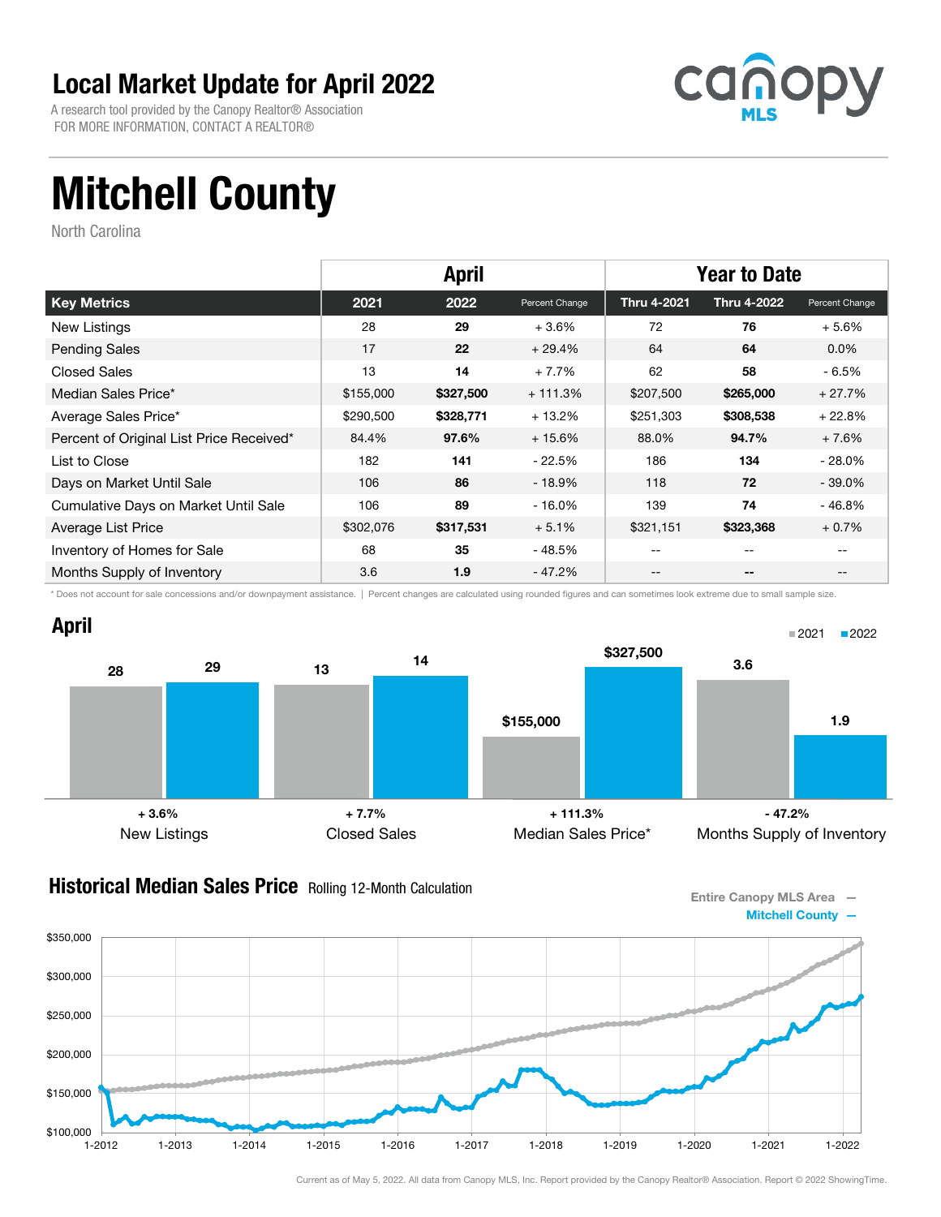# Local Market Update for April 2022

A research tool provided by the Canopy Realtor® Association
FOR MORE INFORMATION, CONTACT A REALTOR®

# Mitchell County

North Carolina

| | April | | | Year to Date | | |
|---|---|---|---|---|---|---|
| **Key Metrics** | **2021** | **2022** | **Percent Change** | **Thru 4-2021** | **Thru 4-2022** | **Percent Change** |
| New Listings | 28 | **29** | + 3.6% | 72 | **76** | + 5.6% |
| Pending Sales | 17 | **22** | + 29.4% | 64 | **64** | 0.0% |
| Closed Sales | 13 | **14** | + 7.7% | 62 | **58** | - 6.5% |
| Median Sales Price* | $155,000 | **$327,500** | + 111.3% | $207,500 | **$265,000** | + 27.7% |
| Average Sales Price* | $290,500 | **$328,771** | + 13.2% | $251,303 | **$308,538** | + 22.8% |
| Percent of Original List Price Received* | 84.4% | **97.6%** | + 15.6% | 88.0% | **94.7%** | + 7.6% |
| List to Close | 182 | **141** | - 22.5% | 186 | **134** | - 28.0% |
| Days on Market Until Sale | 106 | **86** | - 18.9% | 118 | **72** | - 39.0% |
| Cumulative Days on Market Until Sale | 106 | **89** | - 16.0% | 139 | **74** | - 46.8% |
| Average List Price | $302,076 | **$317,531** | + 5.1% | $321,151 | **$323,368** | + 0.7% |
| Inventory of Homes for Sale | 68 | **35** | - 48.5% | -- | -- | -- |
| Months Supply of Inventory | 3.6 | **1.9** | - 47.2% | -- | -- | -- |

\* Does not account for sale concessions and/or downpayment assistance. | Percent changes are calculated using rounded figures and can sometimes look extreme due to small sample size.

## April

| | 2021 | 2022 | Change |
|---|---|---|---|
| New Listings | 28 | 29 | + 3.6% |
| Closed Sales | 13 | 14 | + 7.7% |
| Median Sales Price* | $155,000 | $327,500 | + 111.3% |
| Months Supply of Inventory | 3.6 | 1.9 | - 47.2% |

## Historical Median Sales Price Rolling 12-Month Calculation

Entire Canopy MLS Area —
Mitchell County —

Current as of May 5, 2022. All data from Canopy MLS, Inc. Report provided by the Canopy Realtor® Association. Report © 2022 ShowingTime.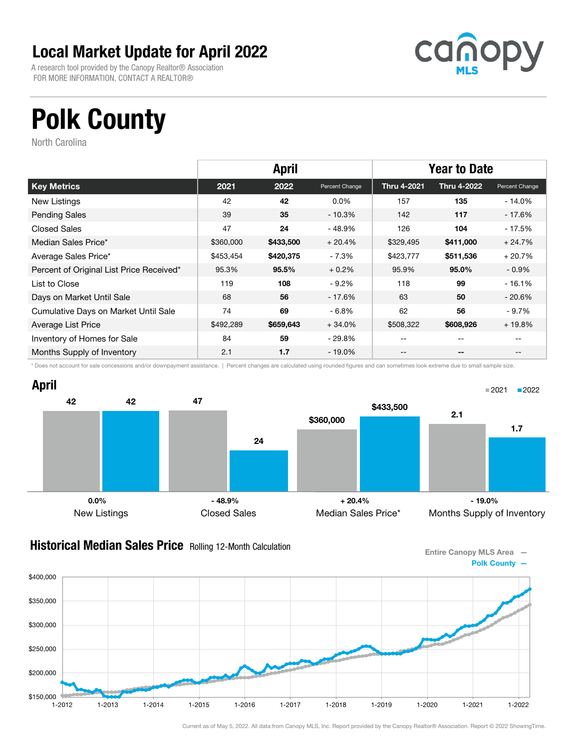# Local Market Update for April 2022

A research tool provided by the Canopy Realtor® Association
FOR MORE INFORMATION, CONTACT A REALTOR®

canopy MLS

# Polk County

North Carolina

| Key Metrics | April 2021 | April 2022 | Percent Change | Thru 4-2021 | Thru 4-2022 | Percent Change |
|---|---|---|---|---|---|---|
| New Listings | 42 | **42** | 0.0% | 157 | **135** | - 14.0% |
| Pending Sales | 39 | **35** | - 10.3% | 142 | **117** | - 17.6% |
| Closed Sales | 47 | **24** | - 48.9% | 126 | **104** | - 17.5% |
| Median Sales Price* | $360,000 | **$433,500** | + 20.4% | $329,495 | **$411,000** | + 24.7% |
| Average Sales Price* | $453,454 | **$420,375** | - 7.3% | $423,777 | **$511,536** | + 20.7% |
| Percent of Original List Price Received* | 95.3% | **95.5%** | + 0.2% | 95.9% | **95.0%** | - 0.9% |
| List to Close | 119 | **108** | - 9.2% | 118 | **99** | - 16.1% |
| Days on Market Until Sale | 68 | **56** | - 17.6% | 63 | **50** | - 20.6% |
| Cumulative Days on Market Until Sale | 74 | **69** | - 6.8% | 62 | **56** | - 9.7% |
| Average List Price | $492,289 | **$659,643** | + 34.0% | $508,322 | **$608,926** | + 19.8% |
| Inventory of Homes for Sale | 84 | **59** | - 29.8% | -- | -- | -- |
| Months Supply of Inventory | 2.1 | **1.7** | - 19.0% | -- | -- | -- |

\* Does not account for sale concessions and/or downpayment assistance. | Percent changes are calculated using rounded figures and can sometimes look extreme due to small sample size.

## April

| | 2021 | 2022 | Change |
|---|---|---|---|
| New Listings | 42 | 42 | 0.0% |
| Closed Sales | 47 | 24 | - 48.9% |
| Median Sales Price* | $360,000 | $433,500 | + 20.4% |
| Months Supply of Inventory | 2.1 | 1.7 | - 19.0% |

## Historical Median Sales Price Rolling 12-Month Calculation

Entire Canopy MLS Area —
Polk County —

Current as of May 5, 2022. All data from Canopy MLS, Inc. Report provided by the Canopy Realtor® Association. Report © 2022 ShowingTime.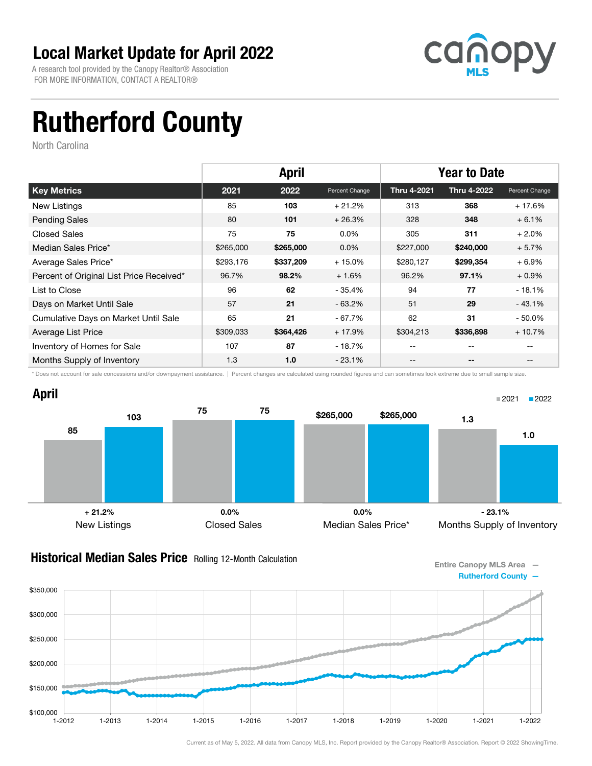# Local Market Update for April 2022

A research tool provided by the Canopy Realtor® Association
FOR MORE INFORMATION, CONTACT A REALTOR®

canopy MLS

# Rutherford County

North Carolina

| | April | | | Year to Date | | |
|---|---|---|---|---|---|---|
| **Key Metrics** | **2021** | **2022** | **Percent Change** | **Thru 4-2021** | **Thru 4-2022** | **Percent Change** |
| New Listings | 85 | **103** | + 21.2% | 313 | **368** | + 17.6% |
| Pending Sales | 80 | **101** | + 26.3% | 328 | **348** | + 6.1% |
| Closed Sales | 75 | **75** | 0.0% | 305 | **311** | + 2.0% |
| Median Sales Price* | $265,000 | **$265,000** | 0.0% | $227,000 | **$240,000** | + 5.7% |
| Average Sales Price* | $293,176 | **$337,209** | + 15.0% | $280,127 | **$299,354** | + 6.9% |
| Percent of Original List Price Received* | 96.7% | **98.2%** | + 1.6% | 96.2% | **97.1%** | + 0.9% |
| List to Close | 96 | **62** | - 35.4% | 94 | **77** | - 18.1% |
| Days on Market Until Sale | 57 | **21** | - 63.2% | 51 | **29** | - 43.1% |
| Cumulative Days on Market Until Sale | 65 | **21** | - 67.7% | 62 | **31** | - 50.0% |
| Average List Price | $309,033 | **$364,426** | + 17.9% | $304,213 | **$336,898** | + 10.7% |
| Inventory of Homes for Sale | 107 | **87** | - 18.7% | -- | -- | -- |
| Months Supply of Inventory | 1.3 | **1.0** | - 23.1% | -- | -- | -- |

\* Does not account for sale concessions and/or downpayment assistance. | Percent changes are calculated using rounded figures and can sometimes look extreme due to small sample size.

## April

| | 2021 | 2022 | Change |
|---|---|---|---|
| New Listings | 85 | 103 | + 21.2% |
| Closed Sales | 75 | 75 | 0.0% |
| Median Sales Price* | $265,000 | $265,000 | 0.0% |
| Months Supply of Inventory | 1.3 | 1.0 | - 23.1% |

## Historical Median Sales Price Rolling 12-Month Calculation

Entire Canopy MLS Area —
Rutherford County —

Current as of May 5, 2022. All data from Canopy MLS, Inc. Report provided by the Canopy Realtor® Association. Report © 2022 ShowingTime.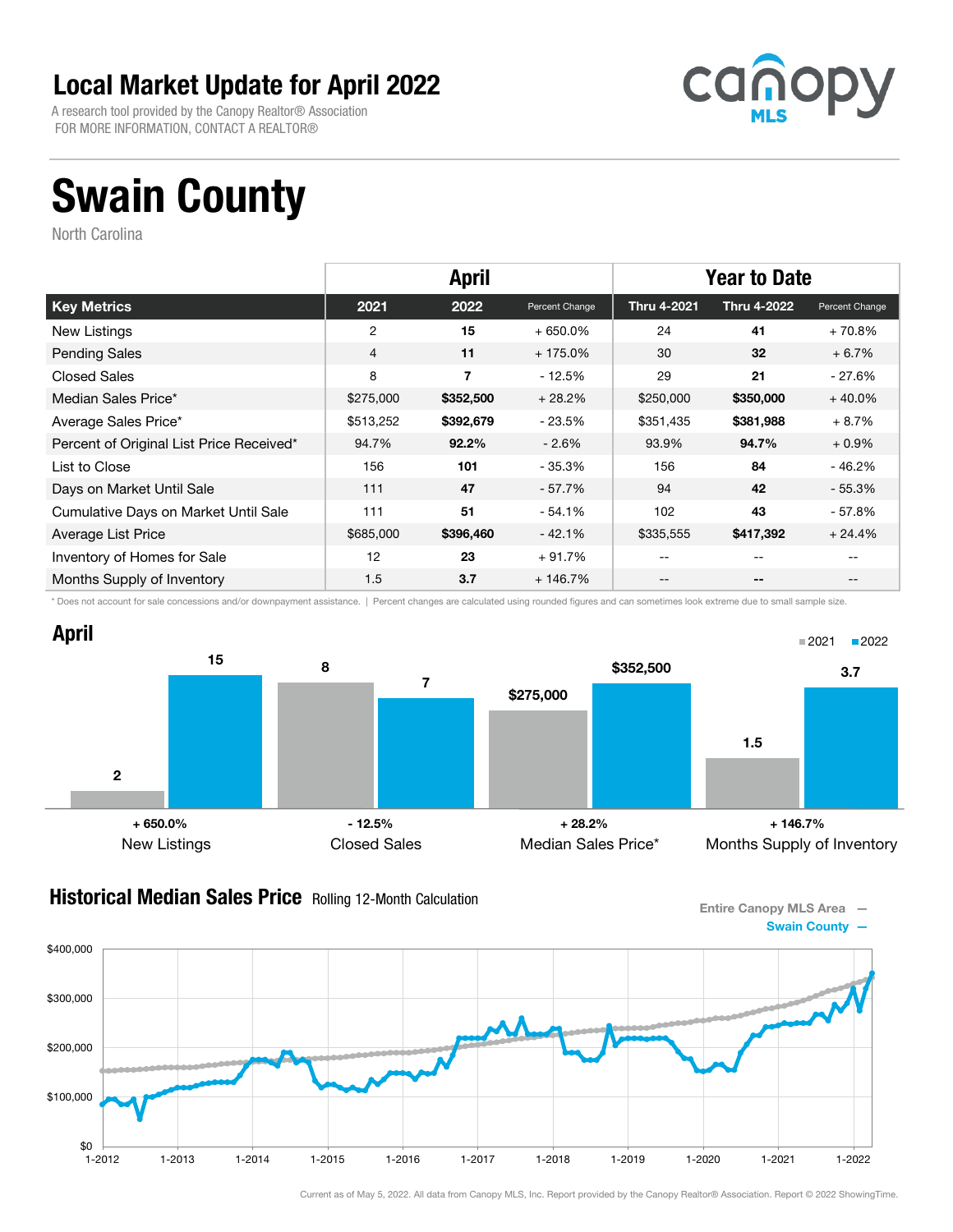# Local Market Update for April 2022

A research tool provided by the Canopy Realtor® Association
FOR MORE INFORMATION, CONTACT A REALTOR®

canopy MLS

# Swain County

North Carolina

| Key Metrics | April | | | Year to Date | | |
|---|---|---|---|---|---|---|
| | 2021 | 2022 | Percent Change | Thru 4-2021 | Thru 4-2022 | Percent Change |
| New Listings | 2 | **15** | + 650.0% | 24 | **41** | + 70.8% |
| Pending Sales | 4 | **11** | + 175.0% | 30 | **32** | + 6.7% |
| Closed Sales | 8 | **7** | - 12.5% | 29 | **21** | - 27.6% |
| Median Sales Price* | $275,000 | **$352,500** | + 28.2% | $250,000 | **$350,000** | + 40.0% |
| Average Sales Price* | $513,252 | **$392,679** | - 23.5% | $351,435 | **$381,988** | + 8.7% |
| Percent of Original List Price Received* | 94.7% | **92.2%** | - 2.6% | 93.9% | **94.7%** | + 0.9% |
| List to Close | 156 | **101** | - 35.3% | 156 | **84** | - 46.2% |
| Days on Market Until Sale | 111 | **47** | - 57.7% | 94 | **42** | - 55.3% |
| Cumulative Days on Market Until Sale | 111 | **51** | - 54.1% | 102 | **43** | - 57.8% |
| Average List Price | $685,000 | **$396,460** | - 42.1% | $335,555 | **$417,392** | + 24.4% |
| Inventory of Homes for Sale | 12 | **23** | + 91.7% | -- | -- | -- |
| Months Supply of Inventory | 1.5 | **3.7** | + 146.7% | -- | -- | -- |

\* Does not account for sale concessions and/or downpayment assistance. | Percent changes are calculated using rounded figures and can sometimes look extreme due to small sample size.

## April

| | 2021 | 2022 | Change |
|---|---|---|---|
| New Listings | 2 | 15 | + 650.0% |
| Closed Sales | 8 | 7 | - 12.5% |
| Median Sales Price* | $275,000 | $352,500 | + 28.2% |
| Months Supply of Inventory | 1.5 | 3.7 | + 146.7% |

## Historical Median Sales Price Rolling 12-Month Calculation

Entire Canopy MLS Area —
Swain County —

Current as of May 5, 2022. All data from Canopy MLS, Inc. Report provided by the Canopy Realtor® Association. Report © 2022 ShowingTime.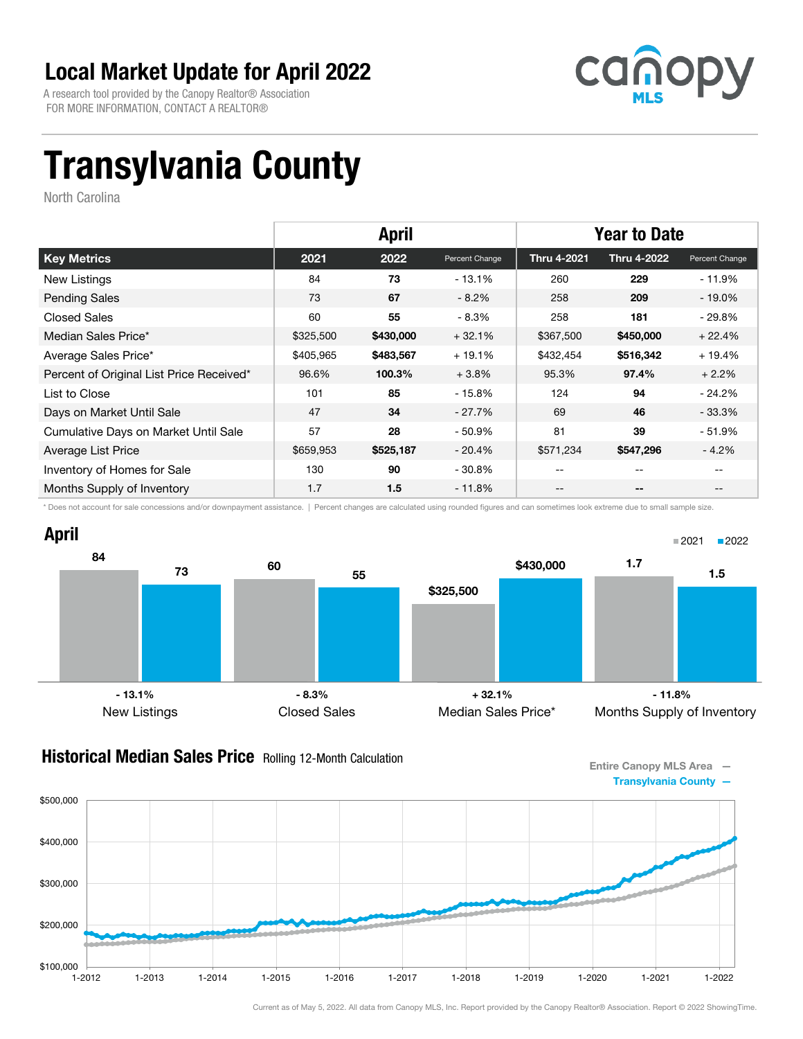# Local Market Update for April 2022

A research tool provided by the Canopy Realtor® Association
FOR MORE INFORMATION, CONTACT A REALTOR®

canopy MLS

# Transylvania County

North Carolina

| | April | | | Year to Date | | |
|---|---|---|---|---|---|---|
| **Key Metrics** | **2021** | **2022** | **Percent Change** | **Thru 4-2021** | **Thru 4-2022** | **Percent Change** |
| New Listings | 84 | **73** | - 13.1% | 260 | **229** | - 11.9% |
| Pending Sales | 73 | **67** | - 8.2% | 258 | **209** | - 19.0% |
| Closed Sales | 60 | **55** | - 8.3% | 258 | **181** | - 29.8% |
| Median Sales Price* | $325,500 | **$430,000** | + 32.1% | $367,500 | **$450,000** | + 22.4% |
| Average Sales Price* | $405,965 | **$483,567** | + 19.1% | $432,454 | **$516,342** | + 19.4% |
| Percent of Original List Price Received* | 96.6% | **100.3%** | + 3.8% | 95.3% | **97.4%** | + 2.2% |
| List to Close | 101 | **85** | - 15.8% | 124 | **94** | - 24.2% |
| Days on Market Until Sale | 47 | **34** | - 27.7% | 69 | **46** | - 33.3% |
| Cumulative Days on Market Until Sale | 57 | **28** | - 50.9% | 81 | **39** | - 51.9% |
| Average List Price | $659,953 | **$525,187** | - 20.4% | $571,234 | **$547,296** | - 4.2% |
| Inventory of Homes for Sale | 130 | **90** | - 30.8% | -- | -- | -- |
| Months Supply of Inventory | 1.7 | **1.5** | - 11.8% | -- | -- | -- |

\* Does not account for sale concessions and/or downpayment assistance. | Percent changes are calculated using rounded figures and can sometimes look extreme due to small sample size.

## April

| | 2021 | 2022 | Change |
|---|---|---|---|
| New Listings | 84 | 73 | - 13.1% |
| Closed Sales | 60 | 55 | - 8.3% |
| Median Sales Price* | $325,500 | $430,000 | + 32.1% |
| Months Supply of Inventory | 1.7 | 1.5 | - 11.8% |

## Historical Median Sales Price Rolling 12-Month Calculation

Entire Canopy MLS Area —
Transylvania County —

Current as of May 5, 2022. All data from Canopy MLS, Inc. Report provided by the Canopy Realtor® Association. Report © 2022 ShowingTime.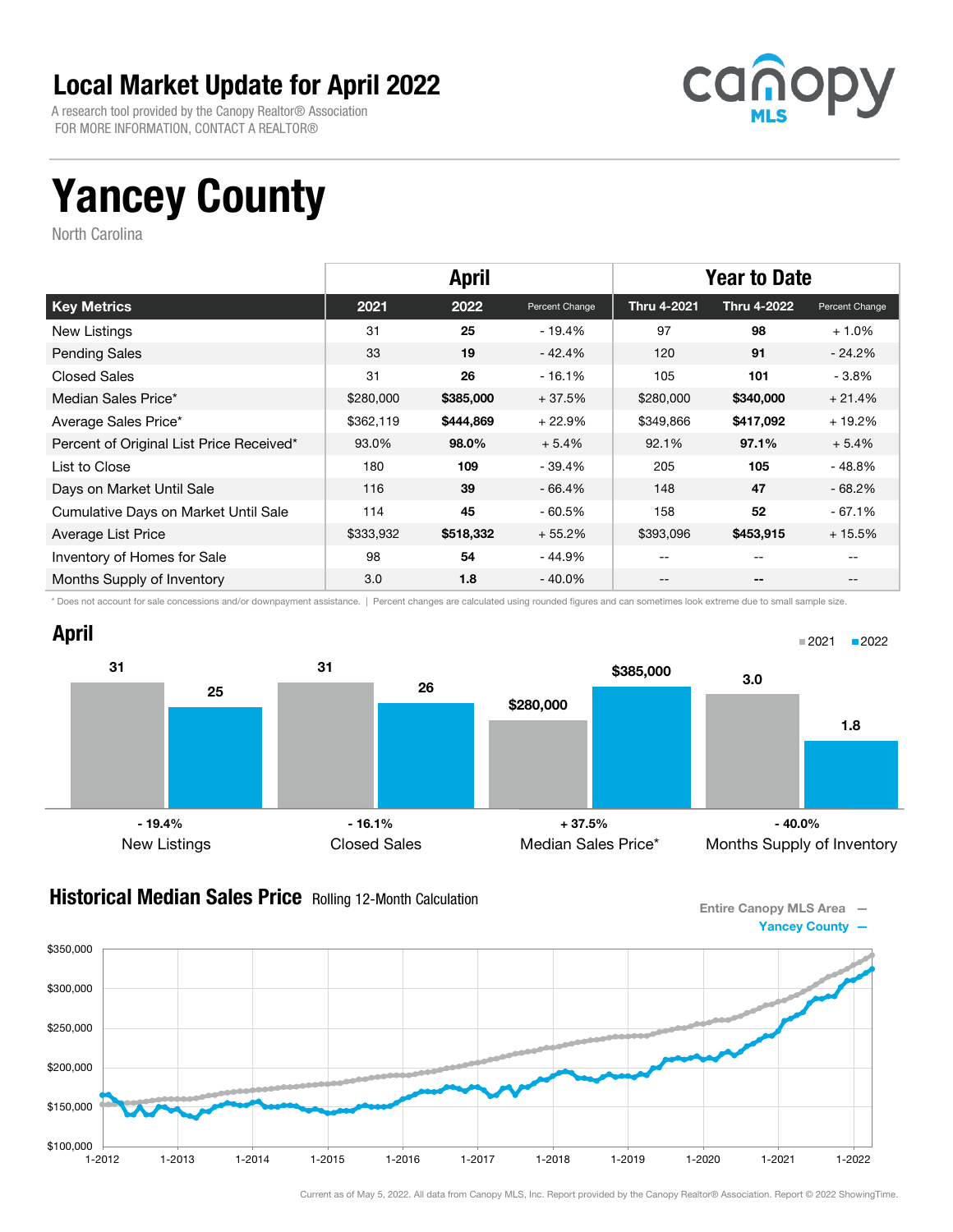# Local Market Update for April 2022

A research tool provided by the Canopy Realtor® Association
FOR MORE INFORMATION, CONTACT A REALTOR®

# Yancey County

North Carolina

| | April | | | Year to Date | | |
|---|---|---|---|---|---|---|
| **Key Metrics** | **2021** | **2022** | **Percent Change** | **Thru 4-2021** | **Thru 4-2022** | **Percent Change** |
| New Listings | 31 | **25** | - 19.4% | 97 | **98** | + 1.0% |
| Pending Sales | 33 | **19** | - 42.4% | 120 | **91** | - 24.2% |
| Closed Sales | 31 | **26** | - 16.1% | 105 | **101** | - 3.8% |
| Median Sales Price* | $280,000 | **$385,000** | + 37.5% | $280,000 | **$340,000** | + 21.4% |
| Average Sales Price* | $362,119 | **$444,869** | + 22.9% | $349,866 | **$417,092** | + 19.2% |
| Percent of Original List Price Received* | 93.0% | **98.0%** | + 5.4% | 92.1% | **97.1%** | + 5.4% |
| List to Close | 180 | **109** | - 39.4% | 205 | **105** | - 48.8% |
| Days on Market Until Sale | 116 | **39** | - 66.4% | 148 | **47** | - 68.2% |
| Cumulative Days on Market Until Sale | 114 | **45** | - 60.5% | 158 | **52** | - 67.1% |
| Average List Price | $333,932 | **$518,332** | + 55.2% | $393,096 | **$453,915** | + 15.5% |
| Inventory of Homes for Sale | 98 | **54** | - 44.9% | -- | -- | -- |
| Months Supply of Inventory | 3.0 | **1.8** | - 40.0% | -- | -- | -- |

* Does not account for sale concessions and/or downpayment assistance. | Percent changes are calculated using rounded figures and can sometimes look extreme due to small sample size.

## April

| | 2021 | 2022 | Change |
|---|---|---|---|
| New Listings | 31 | 25 | - 19.4% |
| Closed Sales | 31 | 26 | - 16.1% |
| Median Sales Price* | $280,000 | $385,000 | + 37.5% |
| Months Supply of Inventory | 3.0 | 1.8 | - 40.0% |

## Historical Median Sales Price Rolling 12-Month Calculation

Entire Canopy MLS Area —
Yancey County —

Current as of May 5, 2022. All data from Canopy MLS, Inc. Report provided by the Canopy Realtor® Association. Report © 2022 ShowingTime.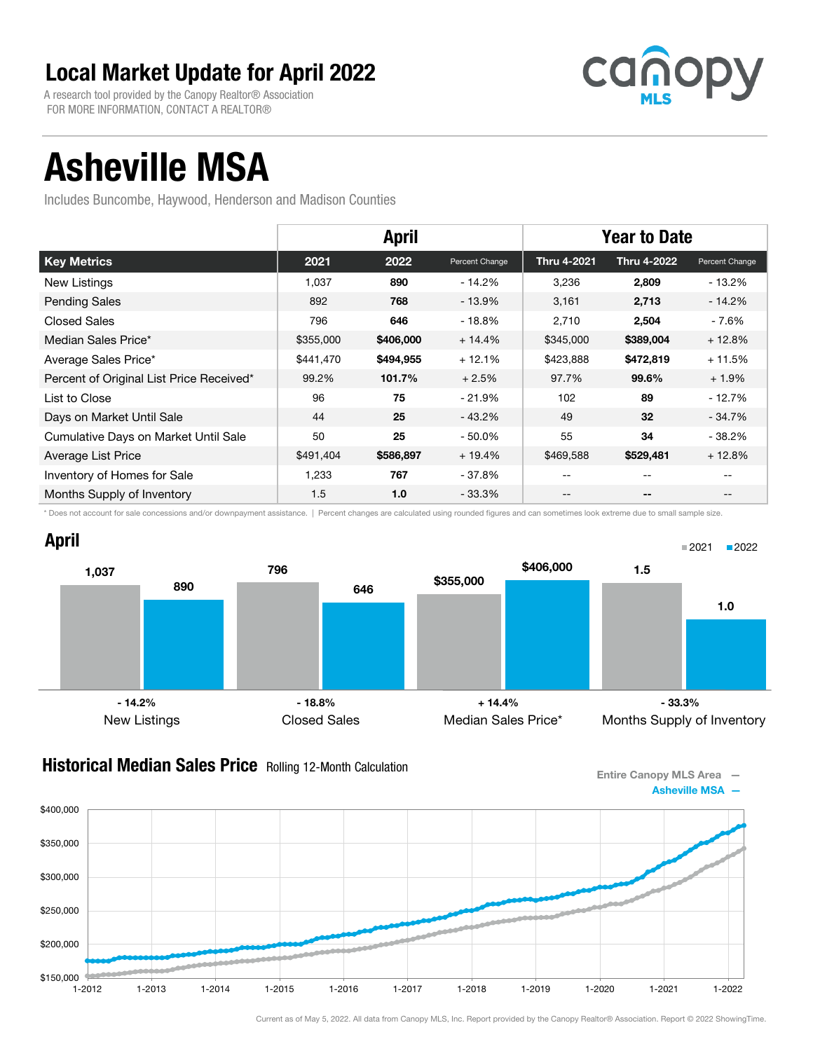# Local Market Update for April 2022

A research tool provided by the Canopy Realtor® Association
FOR MORE INFORMATION, CONTACT A REALTOR®

canopy MLS

# Asheville MSA

Includes Buncombe, Haywood, Henderson and Madison Counties

| | April | | | Year to Date | | |
|---|---|---|---|---|---|---|
| **Key Metrics** | **2021** | **2022** | **Percent Change** | **Thru 4-2021** | **Thru 4-2022** | **Percent Change** |
| New Listings | 1,037 | **890** | - 14.2% | 3,236 | **2,809** | - 13.2% |
| Pending Sales | 892 | **768** | - 13.9% | 3,161 | **2,713** | - 14.2% |
| Closed Sales | 796 | **646** | - 18.8% | 2,710 | **2,504** | - 7.6% |
| Median Sales Price* | $355,000 | **$406,000** | + 14.4% | $345,000 | **$389,004** | + 12.8% |
| Average Sales Price* | $441,470 | **$494,955** | + 12.1% | $423,888 | **$472,819** | + 11.5% |
| Percent of Original List Price Received* | 99.2% | **101.7%** | + 2.5% | 97.7% | **99.6%** | + 1.9% |
| List to Close | 96 | **75** | - 21.9% | 102 | **89** | - 12.7% |
| Days on Market Until Sale | 44 | **25** | - 43.2% | 49 | **32** | - 34.7% |
| Cumulative Days on Market Until Sale | 50 | **25** | - 50.0% | 55 | **34** | - 38.2% |
| Average List Price | $491,404 | **$586,897** | + 19.4% | $469,588 | **$529,481** | + 12.8% |
| Inventory of Homes for Sale | 1,233 | **767** | - 37.8% | -- | -- | -- |
| Months Supply of Inventory | 1.5 | **1.0** | - 33.3% | -- | -- | -- |

\* Does not account for sale concessions and/or downpayment assistance. | Percent changes are calculated using rounded figures and can sometimes look extreme due to small sample size.

## April

2021 2022

1,037 890
- 14.2%
New Listings

796 646
- 18.8%
Closed Sales

$355,000 $406,000
+ 14.4%
Median Sales Price*

1.5 1.0
- 33.3%
Months Supply of Inventory

## Historical Median Sales Price Rolling 12-Month Calculation

Entire Canopy MLS Area —
Asheville MSA —

$400,000
$350,000
$300,000
$250,000
$200,000
$150,000

1-2012 1-2013 1-2014 1-2015 1-2016 1-2017 1-2018 1-2019 1-2020 1-2021 1-2022

Current as of May 5, 2022. All data from Canopy MLS, Inc. Report provided by the Canopy Realtor® Association. Report © 2022 ShowingTime.